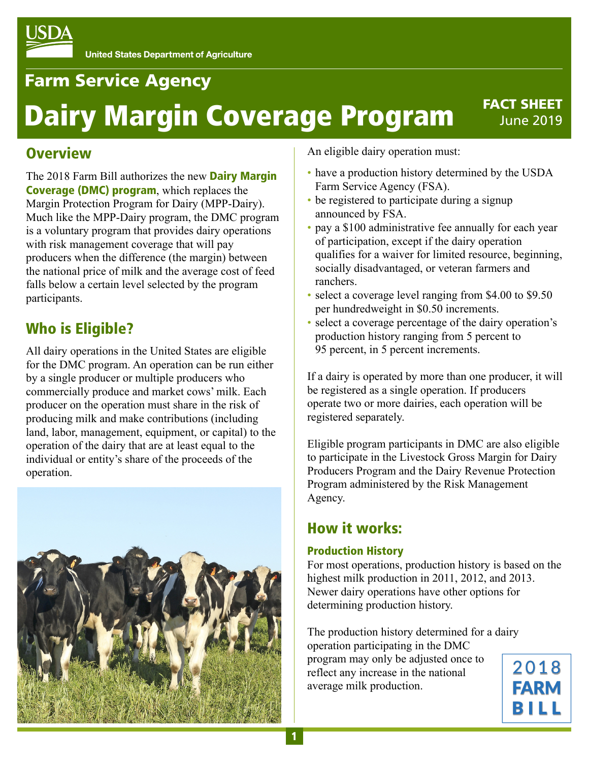USDA
United States Department of Agriculture

# Farm Service Agency

# Dairy Margin Coverage Program

FACT SHEET
June 2019

## Overview

The 2018 Farm Bill authorizes the new **Dairy Margin Coverage (DMC) program**, which replaces the Margin Protection Program for Dairy (MPP-Dairy). Much like the MPP-Dairy program, the DMC program is a voluntary program that provides dairy operations with risk management coverage that will pay producers when the difference (the margin) between the national price of milk and the average cost of feed falls below a certain level selected by the program participants.

## Who is Eligible?

All dairy operations in the United States are eligible for the DMC program. An operation can be run either by a single producer or multiple producers who commercially produce and market cows' milk. Each producer on the operation must share in the risk of producing milk and make contributions (including land, labor, management, equipment, or capital) to the operation of the dairy that are at least equal to the individual or entity's share of the proceeds of the operation.

An eligible dairy operation must:

- have a production history determined by the USDA Farm Service Agency (FSA).
- be registered to participate during a signup announced by FSA.
- pay a $100 administrative fee annually for each year of participation, except if the dairy operation qualifies for a waiver for limited resource, beginning, socially disadvantaged, or veteran farmers and ranchers.
- select a coverage level ranging from $4.00 to $9.50 per hundredweight in $0.50 increments.
- select a coverage percentage of the dairy operation's production history ranging from 5 percent to 95 percent, in 5 percent increments.

If a dairy is operated by more than one producer, it will be registered as a single operation. If producers operate two or more dairies, each operation will be registered separately.

Eligible program participants in DMC are also eligible to participate in the Livestock Gross Margin for Dairy Producers Program and the Dairy Revenue Protection Program administered by the Risk Management Agency.

## How it works:

### Production History

For most operations, production history is based on the highest milk production in 2011, 2012, and 2013. Newer dairy operations have other options for determining production history.

The production history determined for a dairy operation participating in the DMC program may only be adjusted once to reflect any increase in the national average milk production.

2018 FARM BILL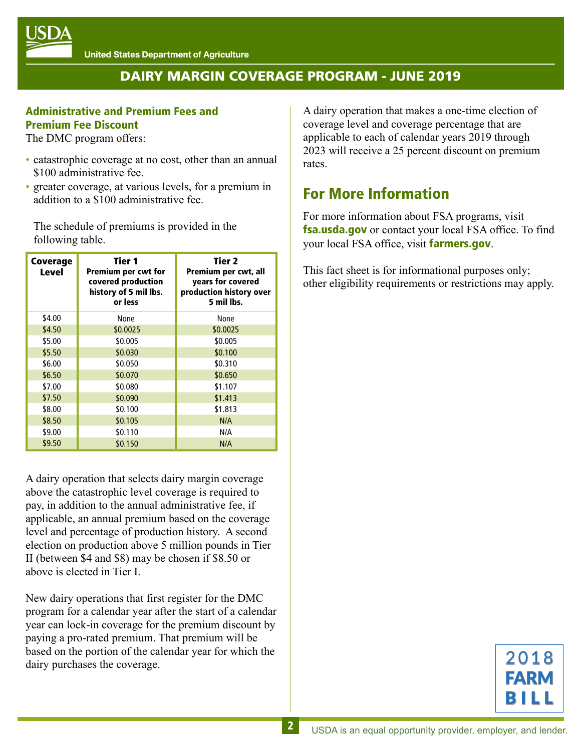## Administrative and Premium Fees and Premium Fee Discount

The DMC program offers:

- catastrophic coverage at no cost, other than an annual $100 administrative fee.
- greater coverage, at various levels, for a premium in addition to a $100 administrative fee.

The schedule of premiums is provided in the following table.

| Coverage Level | Tier 1 Premium per cwt for covered production history of 5 mil lbs. or less | Tier 2 Premium per cwt, all years for covered production history over 5 mil lbs. |
|---|---|---|
| $4.00 | None | None |
| $4.50 | $0.0025 | $0.0025 |
| $5.00 | $0.005 | $0.005 |
| $5.50 | $0.030 | $0.100 |
| $6.00 | $0.050 | $0.310 |
| $6.50 | $0.070 | $0.650 |
| $7.00 | $0.080 | $1.107 |
| $7.50 | $0.090 | $1.413 |
| $8.00 | $0.100 | $1.813 |
| $8.50 | $0.105 | N/A |
| $9.00 | $0.110 | N/A |
| $9.50 | $0.150 | N/A |

A dairy operation that selects dairy margin coverage above the catastrophic level coverage is required to pay, in addition to the annual administrative fee, if applicable, an annual premium based on the coverage level and percentage of production history. A second election on production above 5 million pounds in Tier II (between $4 and $8) may be chosen if $8.50 or above is elected in Tier I.

New dairy operations that first register for the DMC program for a calendar year after the start of a calendar year can lock-in coverage for the premium discount by paying a pro-rated premium. That premium will be based on the portion of the calendar year for which the dairy purchases the coverage.

A dairy operation that makes a one-time election of coverage level and coverage percentage that are applicable to each of calendar years 2019 through 2023 will receive a 25 percent discount on premium rates.

## For More Information

For more information about FSA programs, visit **fsa.usda.gov** or contact your local FSA office. To find your local FSA office, visit **farmers.gov**.

This fact sheet is for informational purposes only; other eligibility requirements or restrictions may apply.

2018 FARM BILL

USDA is an equal opportunity provider, employer, and lender.